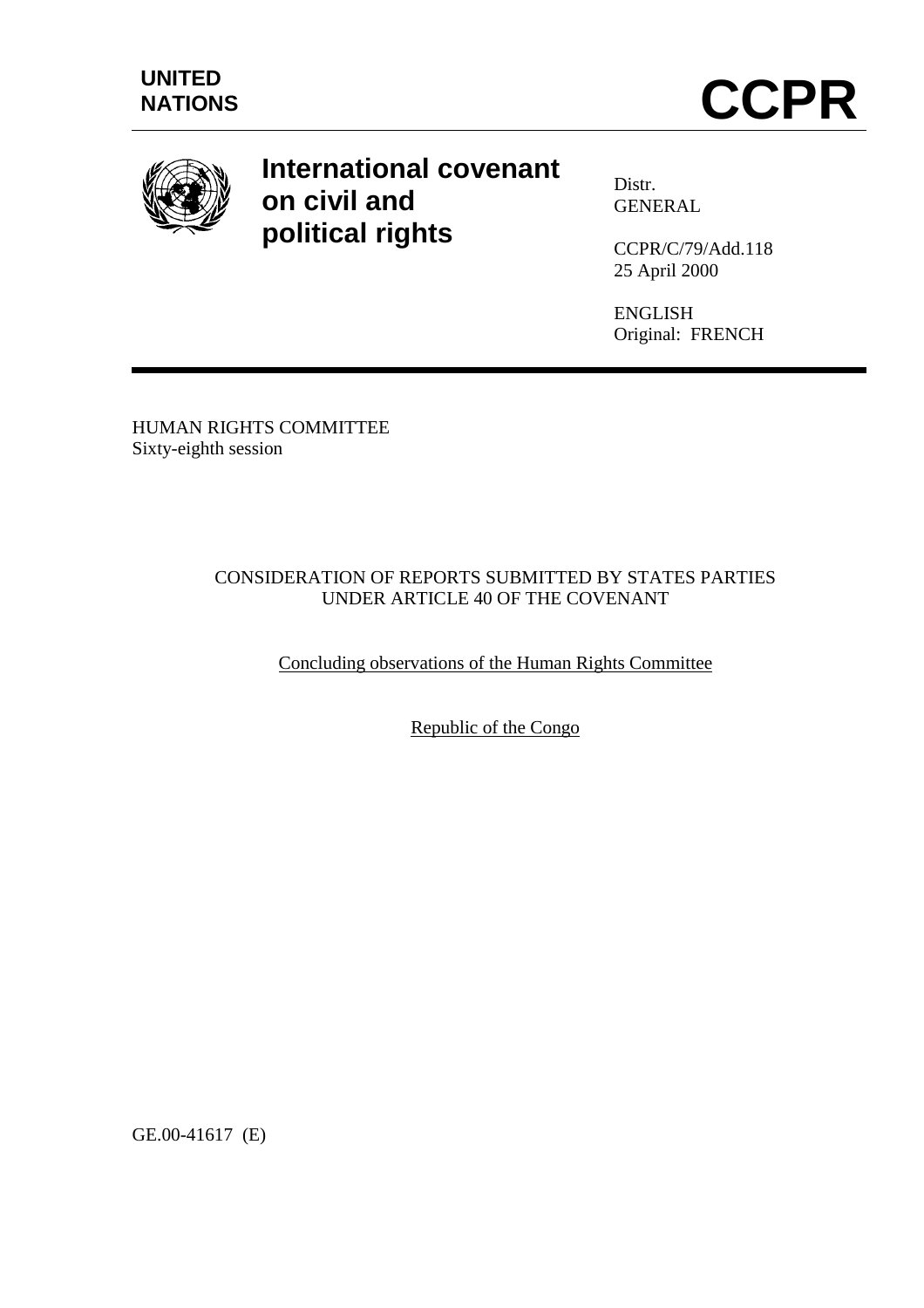**UNITED NATIONS**

# CCPR

## International covenant on civil and political rights

Distr.
GENERAL

CCPR/C/79/Add.118
25 April 2000

ENGLISH
Original: FRENCH

HUMAN RIGHTS COMMITTEE
Sixty-eighth session

CONSIDERATION OF REPORTS SUBMITTED BY STATES PARTIES UNDER ARTICLE 40 OF THE COVENANT

Concluding observations of the Human Rights Committee

Republic of the Congo

GE.00-41617 (E)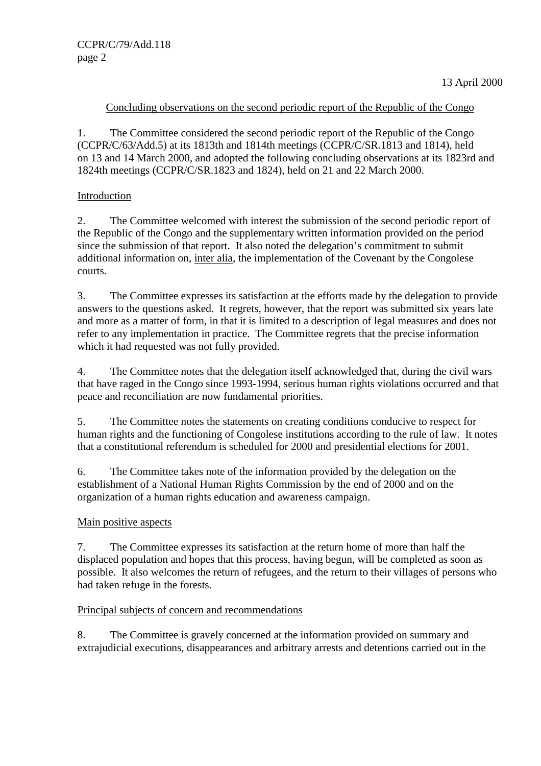13 April 2000

## Concluding observations on the second periodic report of the Republic of the Congo

1. The Committee considered the second periodic report of the Republic of the Congo (CCPR/C/63/Add.5) at its 1813th and 1814th meetings (CCPR/C/SR.1813 and 1814), held on 13 and 14 March 2000, and adopted the following concluding observations at its 1823rd and 1824th meetings (CCPR/C/SR.1823 and 1824), held on 21 and 22 March 2000.

### Introduction

2. The Committee welcomed with interest the submission of the second periodic report of the Republic of the Congo and the supplementary written information provided on the period since the submission of that report. It also noted the delegation's commitment to submit additional information on, inter alia, the implementation of the Covenant by the Congolese courts.

3. The Committee expresses its satisfaction at the efforts made by the delegation to provide answers to the questions asked. It regrets, however, that the report was submitted six years late and more as a matter of form, in that it is limited to a description of legal measures and does not refer to any implementation in practice. The Committee regrets that the precise information which it had requested was not fully provided.

4. The Committee notes that the delegation itself acknowledged that, during the civil wars that have raged in the Congo since 1993-1994, serious human rights violations occurred and that peace and reconciliation are now fundamental priorities.

5. The Committee notes the statements on creating conditions conducive to respect for human rights and the functioning of Congolese institutions according to the rule of law. It notes that a constitutional referendum is scheduled for 2000 and presidential elections for 2001.

6. The Committee takes note of the information provided by the delegation on the establishment of a National Human Rights Commission by the end of 2000 and on the organization of a human rights education and awareness campaign.

### Main positive aspects

7. The Committee expresses its satisfaction at the return home of more than half the displaced population and hopes that this process, having begun, will be completed as soon as possible. It also welcomes the return of refugees, and the return to their villages of persons who had taken refuge in the forests.

### Principal subjects of concern and recommendations

8. The Committee is gravely concerned at the information provided on summary and extrajudicial executions, disappearances and arbitrary arrests and detentions carried out in the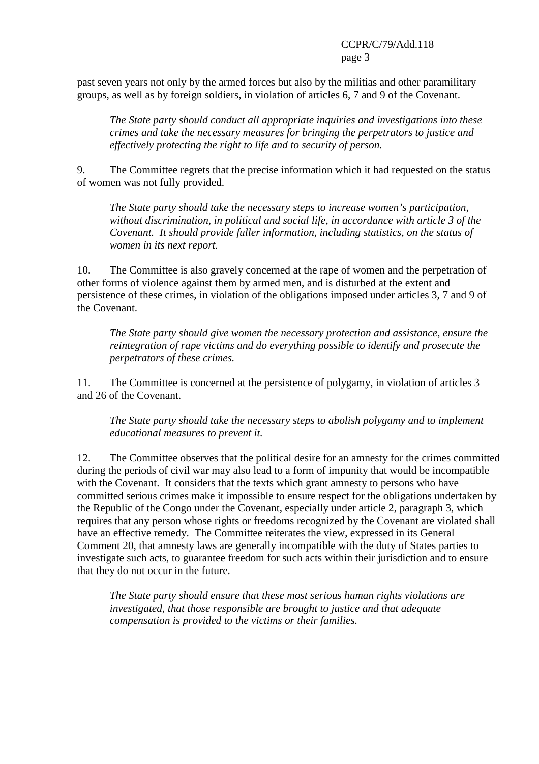past seven years not only by the armed forces but also by the militias and other paramilitary groups, as well as by foreign soldiers, in violation of articles 6, 7 and 9 of the Covenant.

> *The State party should conduct all appropriate inquiries and investigations into these crimes and take the necessary measures for bringing the perpetrators to justice and effectively protecting the right to life and to security of person.*

9. The Committee regrets that the precise information which it had requested on the status of women was not fully provided.

> *The State party should take the necessary steps to increase women's participation, without discrimination, in political and social life, in accordance with article 3 of the Covenant. It should provide fuller information, including statistics, on the status of women in its next report.*

10. The Committee is also gravely concerned at the rape of women and the perpetration of other forms of violence against them by armed men, and is disturbed at the extent and persistence of these crimes, in violation of the obligations imposed under articles 3, 7 and 9 of the Covenant.

> *The State party should give women the necessary protection and assistance, ensure the reintegration of rape victims and do everything possible to identify and prosecute the perpetrators of these crimes.*

11. The Committee is concerned at the persistence of polygamy, in violation of articles 3 and 26 of the Covenant.

> *The State party should take the necessary steps to abolish polygamy and to implement educational measures to prevent it.*

12. The Committee observes that the political desire for an amnesty for the crimes committed during the periods of civil war may also lead to a form of impunity that would be incompatible with the Covenant. It considers that the texts which grant amnesty to persons who have committed serious crimes make it impossible to ensure respect for the obligations undertaken by the Republic of the Congo under the Covenant, especially under article 2, paragraph 3, which requires that any person whose rights or freedoms recognized by the Covenant are violated shall have an effective remedy. The Committee reiterates the view, expressed in its General Comment 20, that amnesty laws are generally incompatible with the duty of States parties to investigate such acts, to guarantee freedom for such acts within their jurisdiction and to ensure that they do not occur in the future.

> *The State party should ensure that these most serious human rights violations are investigated, that those responsible are brought to justice and that adequate compensation is provided to the victims or their families.*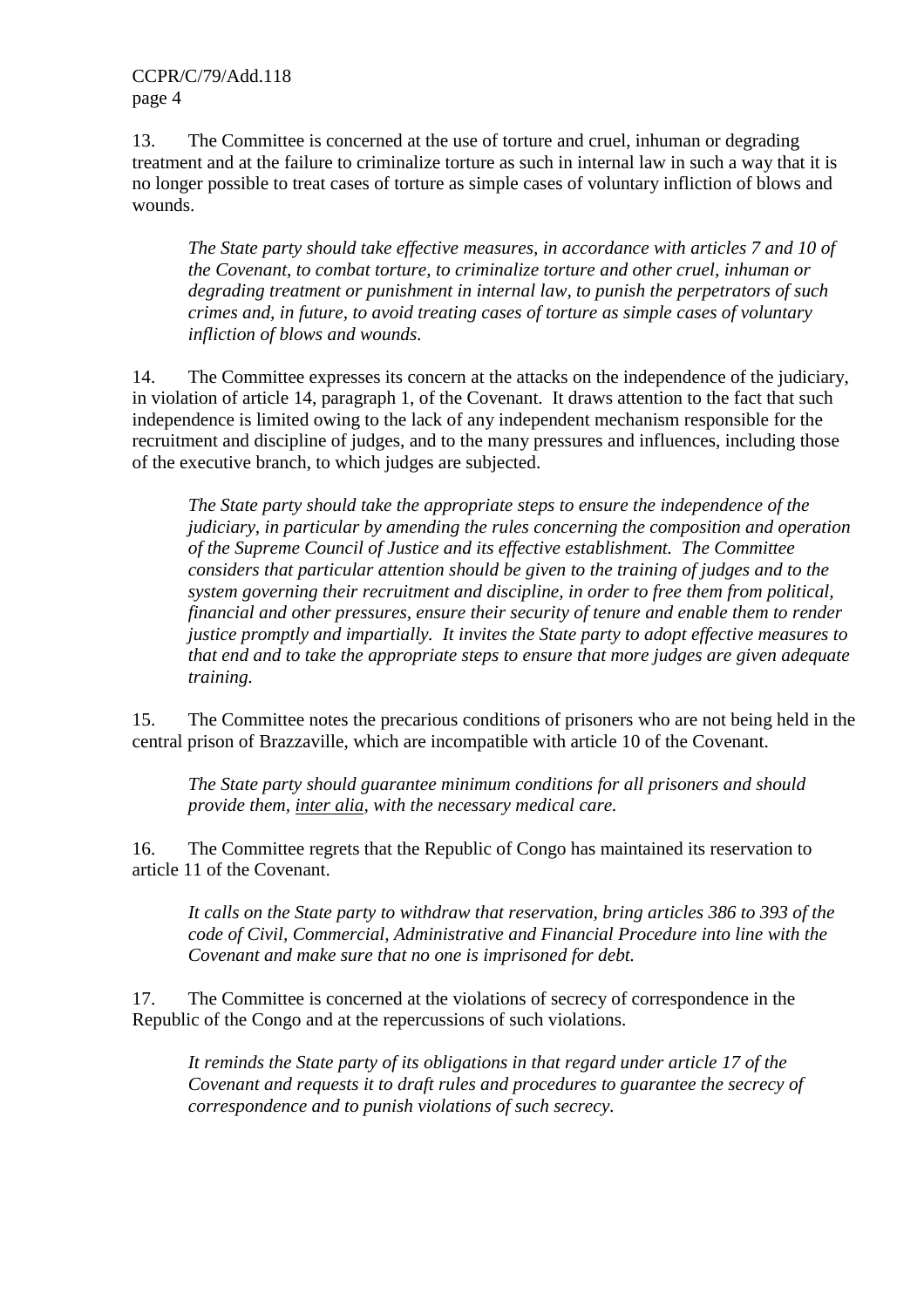13. The Committee is concerned at the use of torture and cruel, inhuman or degrading treatment and at the failure to criminalize torture as such in internal law in such a way that it is no longer possible to treat cases of torture as simple cases of voluntary infliction of blows and wounds.

> *The State party should take effective measures, in accordance with articles 7 and 10 of the Covenant, to combat torture, to criminalize torture and other cruel, inhuman or degrading treatment or punishment in internal law, to punish the perpetrators of such crimes and, in future, to avoid treating cases of torture as simple cases of voluntary infliction of blows and wounds.*

14. The Committee expresses its concern at the attacks on the independence of the judiciary, in violation of article 14, paragraph 1, of the Covenant. It draws attention to the fact that such independence is limited owing to the lack of any independent mechanism responsible for the recruitment and discipline of judges, and to the many pressures and influences, including those of the executive branch, to which judges are subjected.

> *The State party should take the appropriate steps to ensure the independence of the judiciary, in particular by amending the rules concerning the composition and operation of the Supreme Council of Justice and its effective establishment. The Committee considers that particular attention should be given to the training of judges and to the system governing their recruitment and discipline, in order to free them from political, financial and other pressures, ensure their security of tenure and enable them to render justice promptly and impartially. It invites the State party to adopt effective measures to that end and to take the appropriate steps to ensure that more judges are given adequate training.*

15. The Committee notes the precarious conditions of prisoners who are not being held in the central prison of Brazzaville, which are incompatible with article 10 of the Covenant.

> *The State party should guarantee minimum conditions for all prisoners and should provide them, inter alia, with the necessary medical care.*

16. The Committee regrets that the Republic of Congo has maintained its reservation to article 11 of the Covenant.

> *It calls on the State party to withdraw that reservation, bring articles 386 to 393 of the code of Civil, Commercial, Administrative and Financial Procedure into line with the Covenant and make sure that no one is imprisoned for debt.*

17. The Committee is concerned at the violations of secrecy of correspondence in the Republic of the Congo and at the repercussions of such violations.

> *It reminds the State party of its obligations in that regard under article 17 of the Covenant and requests it to draft rules and procedures to guarantee the secrecy of correspondence and to punish violations of such secrecy.*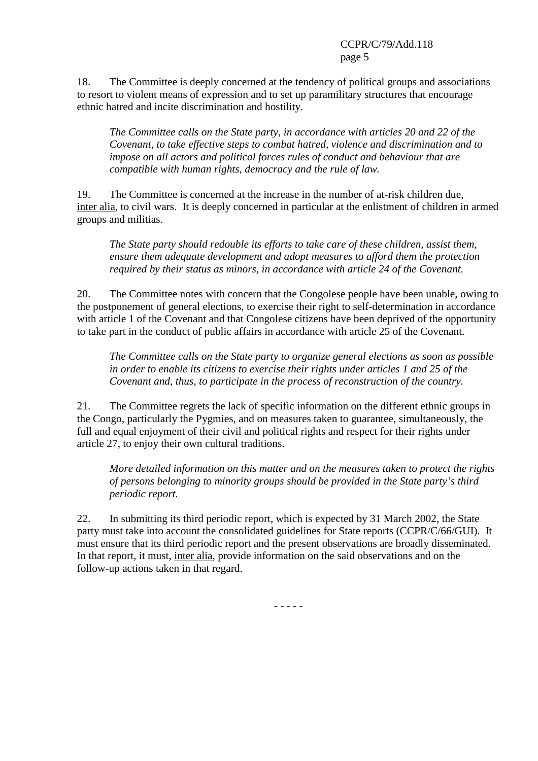18. The Committee is deeply concerned at the tendency of political groups and associations to resort to violent means of expression and to set up paramilitary structures that encourage ethnic hatred and incite discrimination and hostility.

> *The Committee calls on the State party, in accordance with articles 20 and 22 of the Covenant, to take effective steps to combat hatred, violence and discrimination and to impose on all actors and political forces rules of conduct and behaviour that are compatible with human rights, democracy and the rule of law.*

19. The Committee is concerned at the increase in the number of at-risk children due, inter alia, to civil wars. It is deeply concerned in particular at the enlistment of children in armed groups and militias.

> *The State party should redouble its efforts to take care of these children, assist them, ensure them adequate development and adopt measures to afford them the protection required by their status as minors, in accordance with article 24 of the Covenant.*

20. The Committee notes with concern that the Congolese people have been unable, owing to the postponement of general elections, to exercise their right to self-determination in accordance with article 1 of the Covenant and that Congolese citizens have been deprived of the opportunity to take part in the conduct of public affairs in accordance with article 25 of the Covenant.

> *The Committee calls on the State party to organize general elections as soon as possible in order to enable its citizens to exercise their rights under articles 1 and 25 of the Covenant and, thus, to participate in the process of reconstruction of the country.*

21. The Committee regrets the lack of specific information on the different ethnic groups in the Congo, particularly the Pygmies, and on measures taken to guarantee, simultaneously, the full and equal enjoyment of their civil and political rights and respect for their rights under article 27, to enjoy their own cultural traditions.

> *More detailed information on this matter and on the measures taken to protect the rights of persons belonging to minority groups should be provided in the State party's third periodic report.*

22. In submitting its third periodic report, which is expected by 31 March 2002, the State party must take into account the consolidated guidelines for State reports (CCPR/C/66/GUI). It must ensure that its third periodic report and the present observations are broadly disseminated. In that report, it must, inter alia, provide information on the said observations and on the follow-up actions taken in that regard.

- - - - -